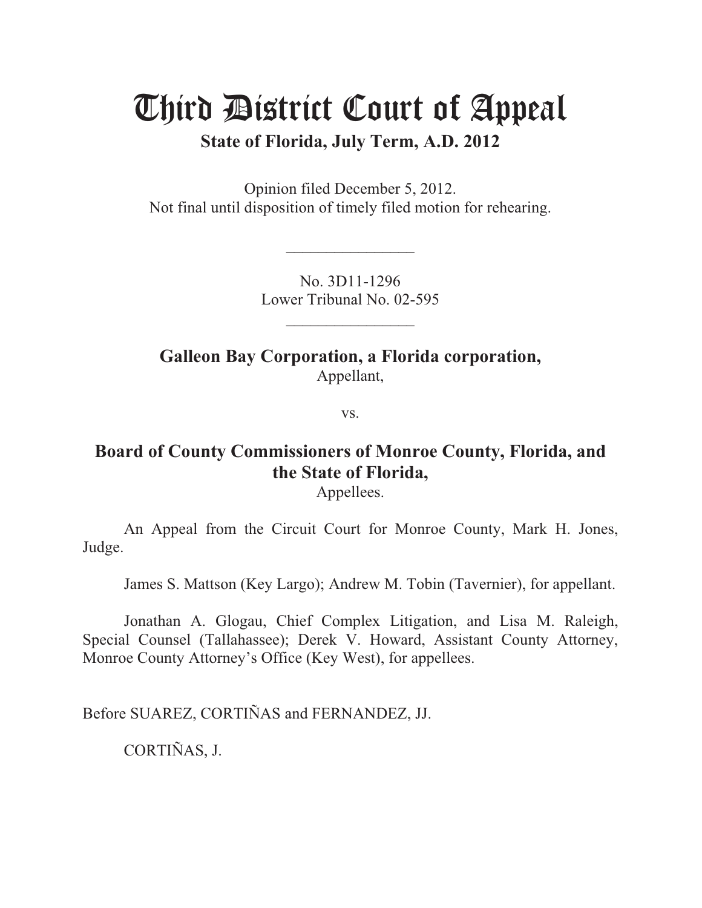# Third District Court of Appeal

**State of Florida, July Term, A.D. 2012**

Opinion filed December 5, 2012.
Not final until disposition of timely filed motion for rehearing.

________________

No. 3D11-1296
Lower Tribunal No. 02-595

________________

**Galleon Bay Corporation, a Florida corporation,**
Appellant,

vs.

**Board of County Commissioners of Monroe County, Florida, and the State of Florida,**
Appellees.

An Appeal from the Circuit Court for Monroe County, Mark H. Jones, Judge.

James S. Mattson (Key Largo); Andrew M. Tobin (Tavernier), for appellant.

Jonathan A. Glogau, Chief Complex Litigation, and Lisa M. Raleigh, Special Counsel (Tallahassee); Derek V. Howard, Assistant County Attorney, Monroe County Attorney's Office (Key West), for appellees.

Before SUAREZ, CORTIÑAS and FERNANDEZ, JJ.

CORTIÑAS, J.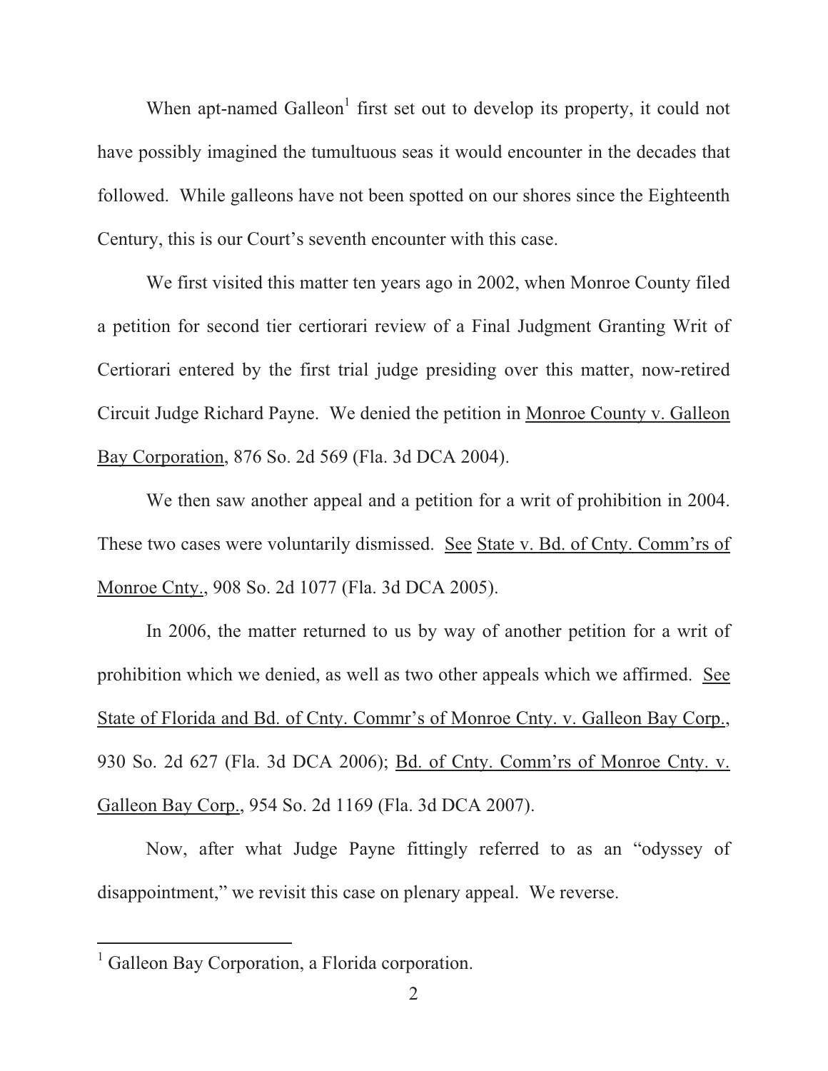When apt-named Galleon[1] first set out to develop its property, it could not have possibly imagined the tumultuous seas it would encounter in the decades that followed. While galleons have not been spotted on our shores since the Eighteenth Century, this is our Court's seventh encounter with this case.

We first visited this matter ten years ago in 2002, when Monroe County filed a petition for second tier certiorari review of a Final Judgment Granting Writ of Certiorari entered by the first trial judge presiding over this matter, now-retired Circuit Judge Richard Payne. We denied the petition in Monroe County v. Galleon Bay Corporation, 876 So. 2d 569 (Fla. 3d DCA 2004).

We then saw another appeal and a petition for a writ of prohibition in 2004. These two cases were voluntarily dismissed. See State v. Bd. of Cnty. Comm'rs of Monroe Cnty., 908 So. 2d 1077 (Fla. 3d DCA 2005).

In 2006, the matter returned to us by way of another petition for a writ of prohibition which we denied, as well as two other appeals which we affirmed. See State of Florida and Bd. of Cnty. Commr's of Monroe Cnty. v. Galleon Bay Corp., 930 So. 2d 627 (Fla. 3d DCA 2006); Bd. of Cnty. Comm'rs of Monroe Cnty. v. Galleon Bay Corp., 954 So. 2d 1169 (Fla. 3d DCA 2007).

Now, after what Judge Payne fittingly referred to as an "odyssey of disappointment," we revisit this case on plenary appeal. We reverse.

---

[1] Galleon Bay Corporation, a Florida corporation.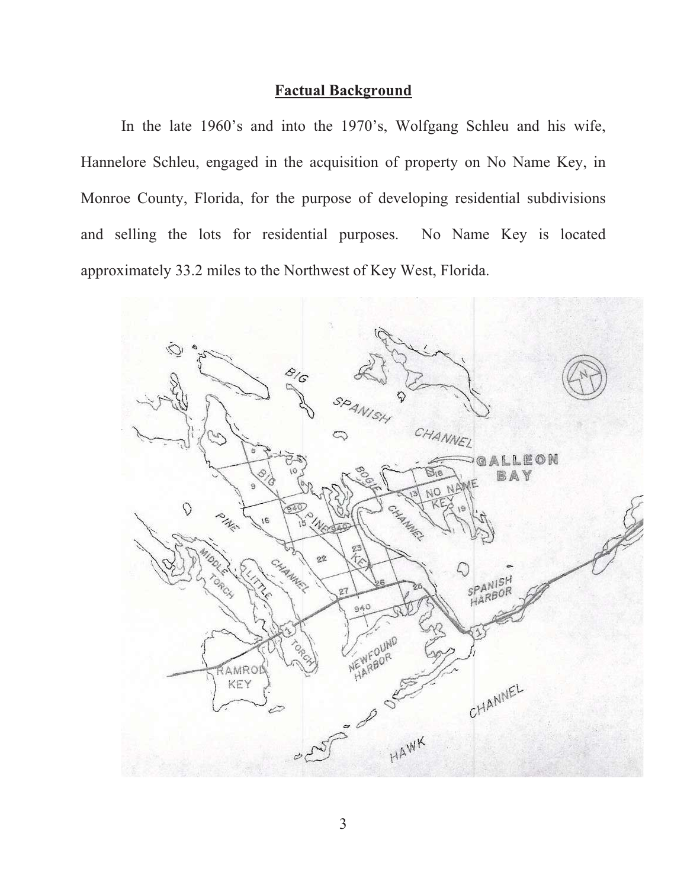## Factual Background

In the late 1960's and into the 1970's, Wolfgang Schleu and his wife, Hannelore Schleu, engaged in the acquisition of property on No Name Key, in Monroe County, Florida, for the purpose of developing residential subdivisions and selling the lots for residential purposes. No Name Key is located approximately 33.2 miles to the Northwest of Key West, Florida.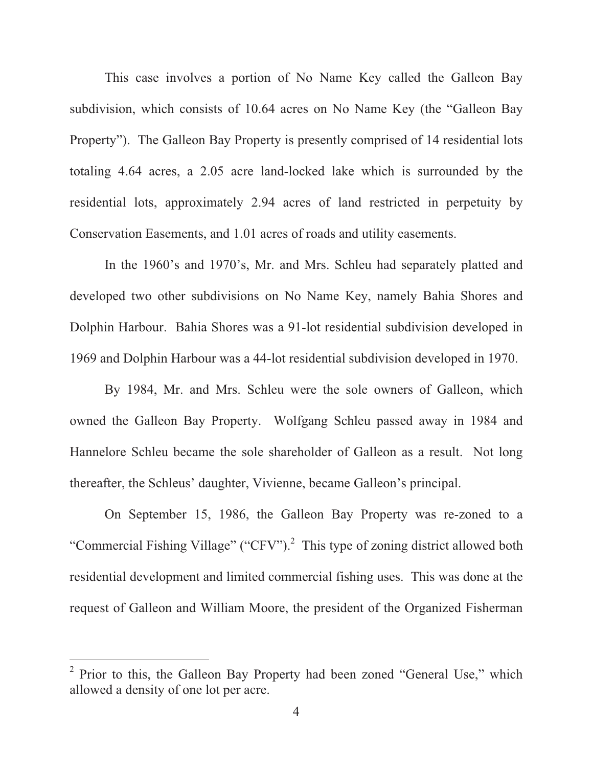This case involves a portion of No Name Key called the Galleon Bay subdivision, which consists of 10.64 acres on No Name Key (the "Galleon Bay Property"). The Galleon Bay Property is presently comprised of 14 residential lots totaling 4.64 acres, a 2.05 acre land-locked lake which is surrounded by the residential lots, approximately 2.94 acres of land restricted in perpetuity by Conservation Easements, and 1.01 acres of roads and utility easements.

In the 1960's and 1970's, Mr. and Mrs. Schleu had separately platted and developed two other subdivisions on No Name Key, namely Bahia Shores and Dolphin Harbour. Bahia Shores was a 91-lot residential subdivision developed in 1969 and Dolphin Harbour was a 44-lot residential subdivision developed in 1970.

By 1984, Mr. and Mrs. Schleu were the sole owners of Galleon, which owned the Galleon Bay Property. Wolfgang Schleu passed away in 1984 and Hannelore Schleu became the sole shareholder of Galleon as a result. Not long thereafter, the Schleus' daughter, Vivienne, became Galleon's principal.

On September 15, 1986, the Galleon Bay Property was re-zoned to a "Commercial Fishing Village" ("CFV").[2] This type of zoning district allowed both residential development and limited commercial fishing uses. This was done at the request of Galleon and William Moore, the president of the Organized Fisherman

[2] Prior to this, the Galleon Bay Property had been zoned "General Use," which allowed a density of one lot per acre.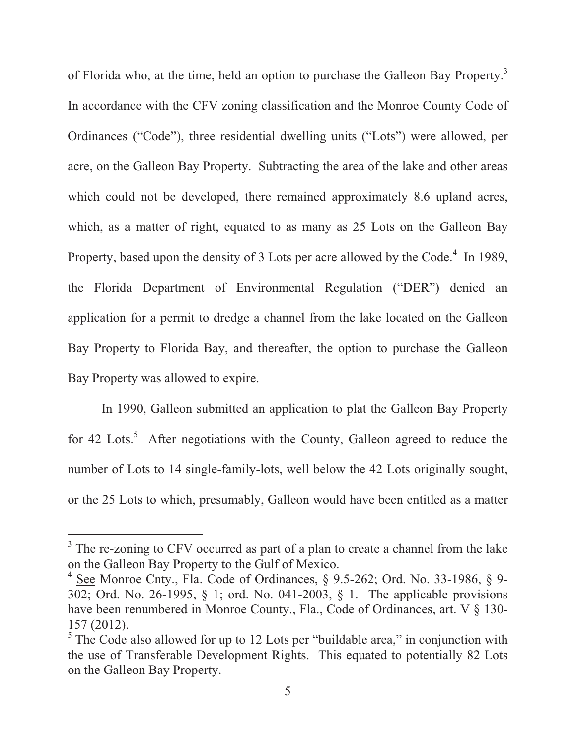of Florida who, at the time, held an option to purchase the Galleon Bay Property.[3] In accordance with the CFV zoning classification and the Monroe County Code of Ordinances ("Code"), three residential dwelling units ("Lots") were allowed, per acre, on the Galleon Bay Property. Subtracting the area of the lake and other areas which could not be developed, there remained approximately 8.6 upland acres, which, as a matter of right, equated to as many as 25 Lots on the Galleon Bay Property, based upon the density of 3 Lots per acre allowed by the Code.[4] In 1989, the Florida Department of Environmental Regulation ("DER") denied an application for a permit to dredge a channel from the lake located on the Galleon Bay Property to Florida Bay, and thereafter, the option to purchase the Galleon Bay Property was allowed to expire.

In 1990, Galleon submitted an application to plat the Galleon Bay Property for 42 Lots.[5] After negotiations with the County, Galleon agreed to reduce the number of Lots to 14 single-family-lots, well below the 42 Lots originally sought, or the 25 Lots to which, presumably, Galleon would have been entitled as a matter

---

[3] The re-zoning to CFV occurred as part of a plan to create a channel from the lake on the Galleon Bay Property to the Gulf of Mexico.

[4] See Monroe Cnty., Fla. Code of Ordinances, § 9.5-262; Ord. No. 33-1986, § 9-302; Ord. No. 26-1995, § 1; ord. No. 041-2003, § 1. The applicable provisions have been renumbered in Monroe County., Fla., Code of Ordinances, art. V § 130-157 (2012).

[5] The Code also allowed for up to 12 Lots per "buildable area," in conjunction with the use of Transferable Development Rights. This equated to potentially 82 Lots on the Galleon Bay Property.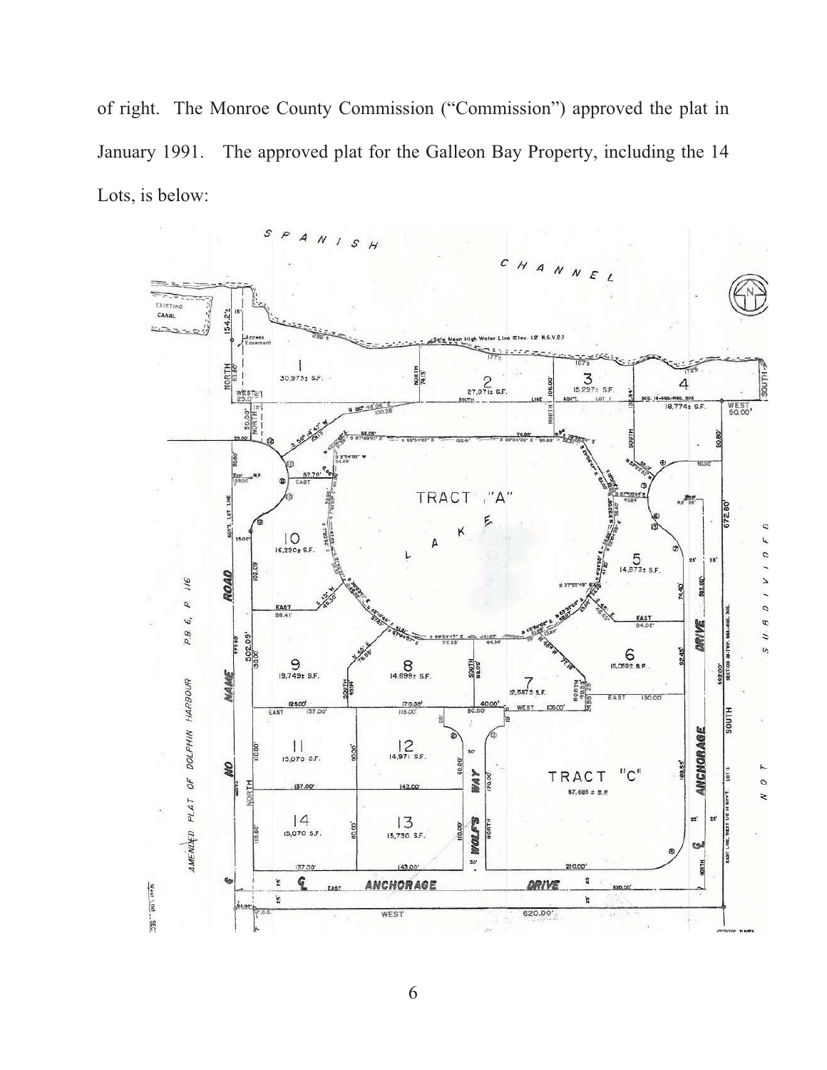of right. The Monroe County Commission ("Commission") approved the plat in January 1991. The approved plat for the Galleon Bay Property, including the 14 Lots, is below: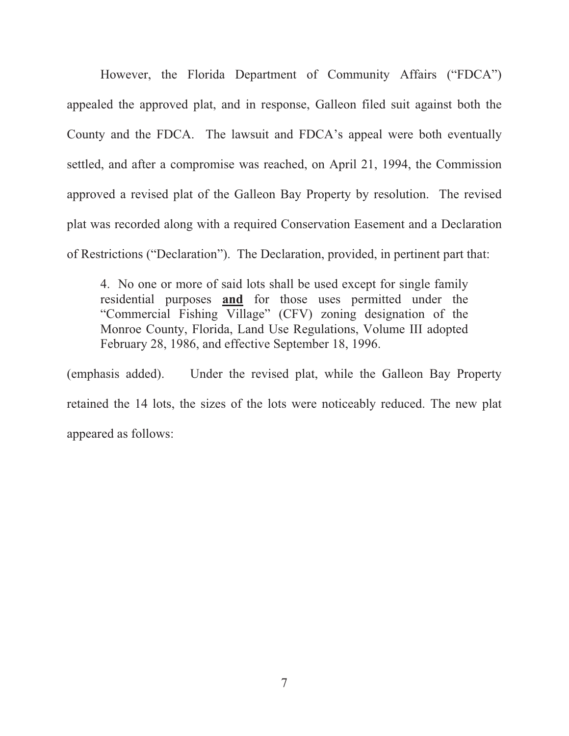However, the Florida Department of Community Affairs ("FDCA") appealed the approved plat, and in response, Galleon filed suit against both the County and the FDCA. The lawsuit and FDCA's appeal were both eventually settled, and after a compromise was reached, on April 21, 1994, the Commission approved a revised plat of the Galleon Bay Property by resolution. The revised plat was recorded along with a required Conservation Easement and a Declaration of Restrictions ("Declaration"). The Declaration, provided, in pertinent part that:

> 4. No one or more of said lots shall be used except for single family residential purposes **<u>and</u>** for those uses permitted under the "Commercial Fishing Village" (CFV) zoning designation of the Monroe County, Florida, Land Use Regulations, Volume III adopted February 28, 1986, and effective September 18, 1996.

(emphasis added). Under the revised plat, while the Galleon Bay Property retained the 14 lots, the sizes of the lots were noticeably reduced. The new plat appeared as follows: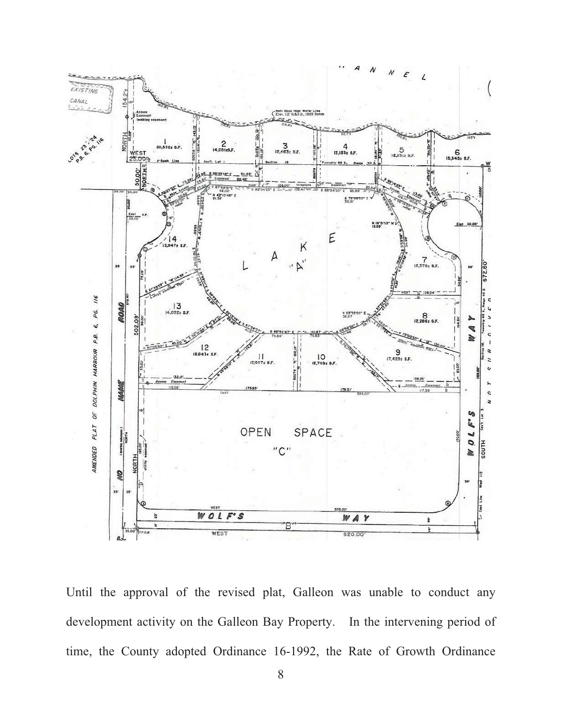Until the approval of the revised plat, Galleon was unable to conduct any development activity on the Galleon Bay Property. In the intervening period of time, the County adopted Ordinance 16-1992, the Rate of Growth Ordinance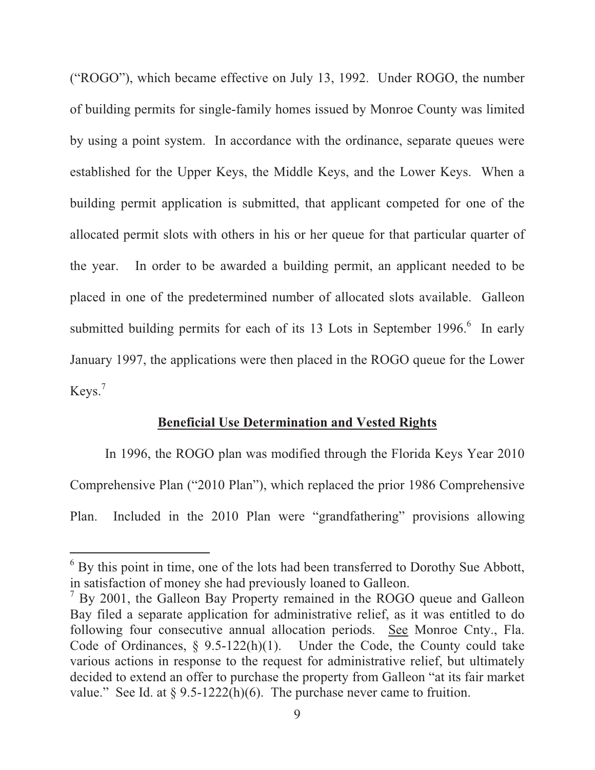("ROGO"), which became effective on July 13, 1992. Under ROGO, the number of building permits for single-family homes issued by Monroe County was limited by using a point system. In accordance with the ordinance, separate queues were established for the Upper Keys, the Middle Keys, and the Lower Keys. When a building permit application is submitted, that applicant competed for one of the allocated permit slots with others in his or her queue for that particular quarter of the year. In order to be awarded a building permit, an applicant needed to be placed in one of the predetermined number of allocated slots available. Galleon submitted building permits for each of its 13 Lots in September 1996.[6] In early January 1997, the applications were then placed in the ROGO queue for the Lower Keys.[7]

**Beneficial Use Determination and Vested Rights**

In 1996, the ROGO plan was modified through the Florida Keys Year 2010 Comprehensive Plan ("2010 Plan"), which replaced the prior 1986 Comprehensive Plan. Included in the 2010 Plan were "grandfathering" provisions allowing

---

[6] By this point in time, one of the lots had been transferred to Dorothy Sue Abbott, in satisfaction of money she had previously loaned to Galleon.

[7] By 2001, the Galleon Bay Property remained in the ROGO queue and Galleon Bay filed a separate application for administrative relief, as it was entitled to do following four consecutive annual allocation periods. See Monroe Cnty., Fla. Code of Ordinances, § 9.5-122(h)(1). Under the Code, the County could take various actions in response to the request for administrative relief, but ultimately decided to extend an offer to purchase the property from Galleon "at its fair market value." See Id. at § 9.5-1222(h)(6). The purchase never came to fruition.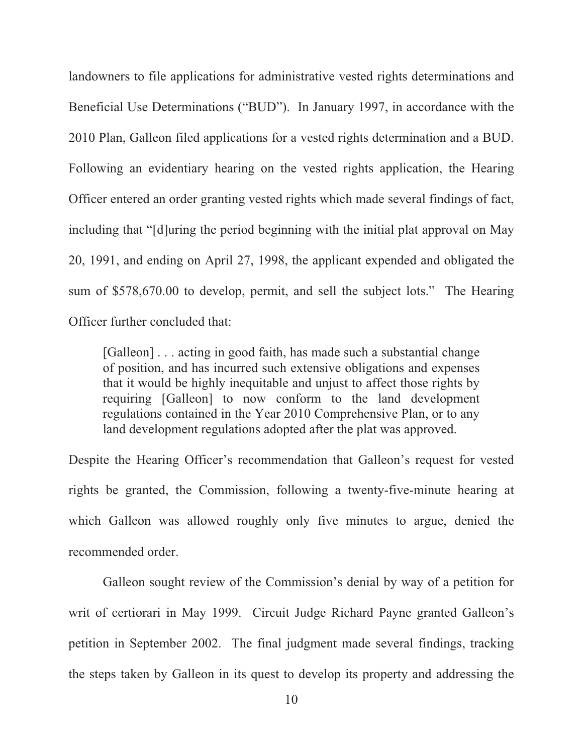landowners to file applications for administrative vested rights determinations and Beneficial Use Determinations ("BUD"). In January 1997, in accordance with the 2010 Plan, Galleon filed applications for a vested rights determination and a BUD. Following an evidentiary hearing on the vested rights application, the Hearing Officer entered an order granting vested rights which made several findings of fact, including that "[d]uring the period beginning with the initial plat approval on May 20, 1991, and ending on April 27, 1998, the applicant expended and obligated the sum of $578,670.00 to develop, permit, and sell the subject lots." The Hearing Officer further concluded that:

> [Galleon] . . . acting in good faith, has made such a substantial change of position, and has incurred such extensive obligations and expenses that it would be highly inequitable and unjust to affect those rights by requiring [Galleon] to now conform to the land development regulations contained in the Year 2010 Comprehensive Plan, or to any land development regulations adopted after the plat was approved.

Despite the Hearing Officer's recommendation that Galleon's request for vested rights be granted, the Commission, following a twenty-five-minute hearing at which Galleon was allowed roughly only five minutes to argue, denied the recommended order.

Galleon sought review of the Commission's denial by way of a petition for writ of certiorari in May 1999. Circuit Judge Richard Payne granted Galleon's petition in September 2002. The final judgment made several findings, tracking the steps taken by Galleon in its quest to develop its property and addressing the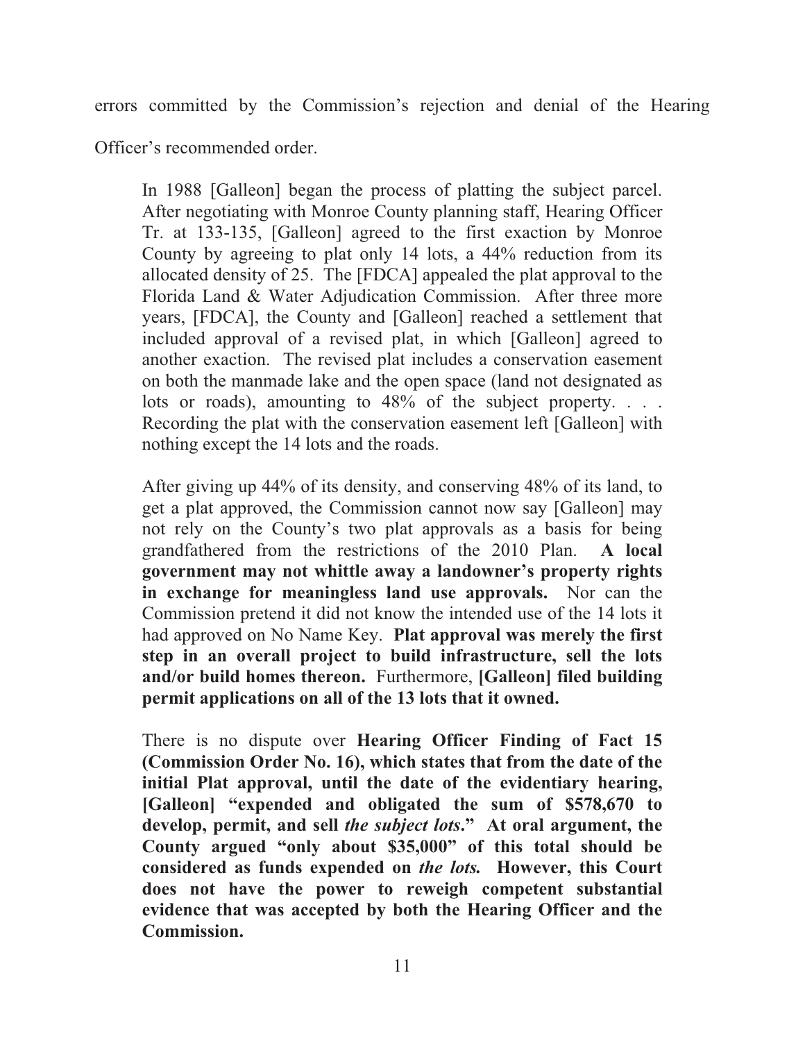errors committed by the Commission's rejection and denial of the Hearing Officer's recommended order.

> In 1988 [Galleon] began the process of platting the subject parcel. After negotiating with Monroe County planning staff, Hearing Officer Tr. at 133-135, [Galleon] agreed to the first exaction by Monroe County by agreeing to plat only 14 lots, a 44% reduction from its allocated density of 25. The [FDCA] appealed the plat approval to the Florida Land & Water Adjudication Commission. After three more years, [FDCA], the County and [Galleon] reached a settlement that included approval of a revised plat, in which [Galleon] agreed to another exaction. The revised plat includes a conservation easement on both the manmade lake and the open space (land not designated as lots or roads), amounting to 48% of the subject property. . . . Recording the plat with the conservation easement left [Galleon] with nothing except the 14 lots and the roads.
>
> After giving up 44% of its density, and conserving 48% of its land, to get a plat approved, the Commission cannot now say [Galleon] may not rely on the County's two plat approvals as a basis for being grandfathered from the restrictions of the 2010 Plan. **A local government may not whittle away a landowner's property rights in exchange for meaningless land use approvals.** Nor can the Commission pretend it did not know the intended use of the 14 lots it had approved on No Name Key. **Plat approval was merely the first step in an overall project to build infrastructure, sell the lots and/or build homes thereon.** Furthermore, **[Galleon] filed building permit applications on all of the 13 lots that it owned.**
>
> There is no dispute over **Hearing Officer Finding of Fact 15 (Commission Order No. 16), which states that from the date of the initial Plat approval, until the date of the evidentiary hearing, [Galleon] "expended and obligated the sum of $578,670 to develop, permit, and sell *the subject lots*." At oral argument, the County argued "only about $35,000" of this total should be considered as funds expended on *the lots.* However, this Court does not have the power to reweigh competent substantial evidence that was accepted by both the Hearing Officer and the Commission.**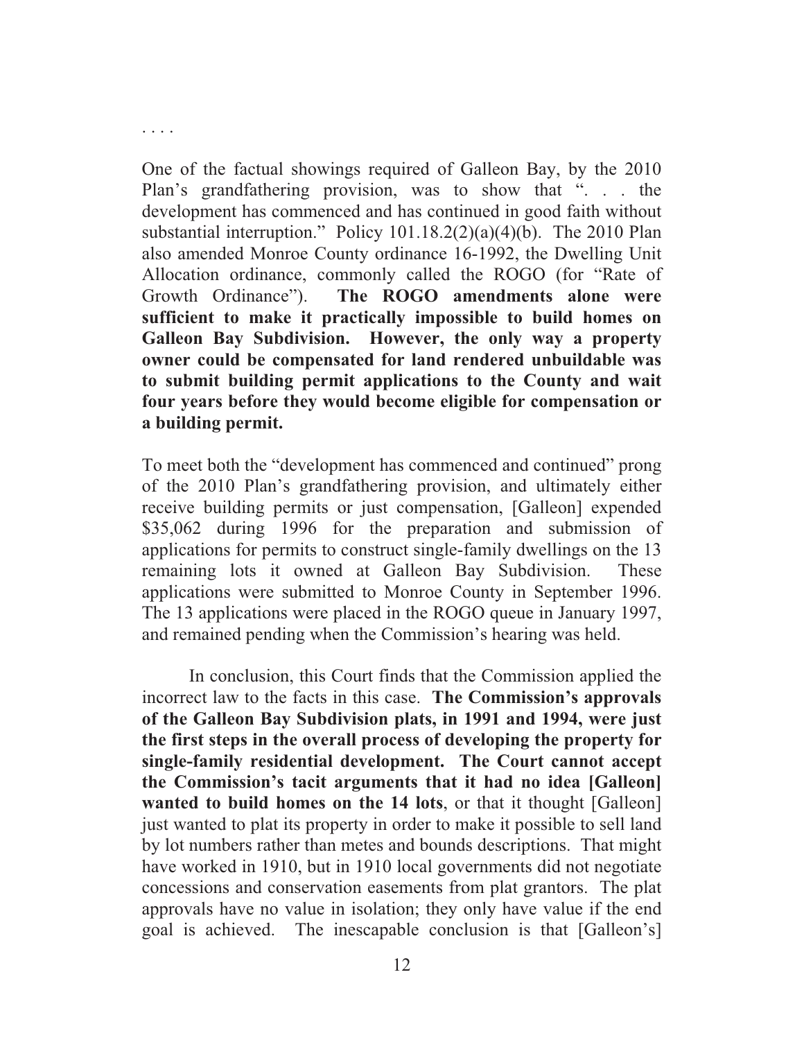. . . .

One of the factual showings required of Galleon Bay, by the 2010 Plan's grandfathering provision, was to show that ". . . the development has commenced and has continued in good faith without substantial interruption." Policy 101.18.2(2)(a)(4)(b). The 2010 Plan also amended Monroe County ordinance 16-1992, the Dwelling Unit Allocation ordinance, commonly called the ROGO (for "Rate of Growth Ordinance"). **The ROGO amendments alone were sufficient to make it practically impossible to build homes on Galleon Bay Subdivision. However, the only way a property owner could be compensated for land rendered unbuildable was to submit building permit applications to the County and wait four years before they would become eligible for compensation or a building permit.**

To meet both the "development has commenced and continued" prong of the 2010 Plan's grandfathering provision, and ultimately either receive building permits or just compensation, [Galleon] expended $35,062 during 1996 for the preparation and submission of applications for permits to construct single-family dwellings on the 13 remaining lots it owned at Galleon Bay Subdivision. These applications were submitted to Monroe County in September 1996. The 13 applications were placed in the ROGO queue in January 1997, and remained pending when the Commission's hearing was held.

In conclusion, this Court finds that the Commission applied the incorrect law to the facts in this case. **The Commission's approvals of the Galleon Bay Subdivision plats, in 1991 and 1994, were just the first steps in the overall process of developing the property for single-family residential development. The Court cannot accept the Commission's tacit arguments that it had no idea [Galleon] wanted to build homes on the 14 lots**, or that it thought [Galleon] just wanted to plat its property in order to make it possible to sell land by lot numbers rather than metes and bounds descriptions. That might have worked in 1910, but in 1910 local governments did not negotiate concessions and conservation easements from plat grantors. The plat approvals have no value in isolation; they only have value if the end goal is achieved. The inescapable conclusion is that [Galleon's]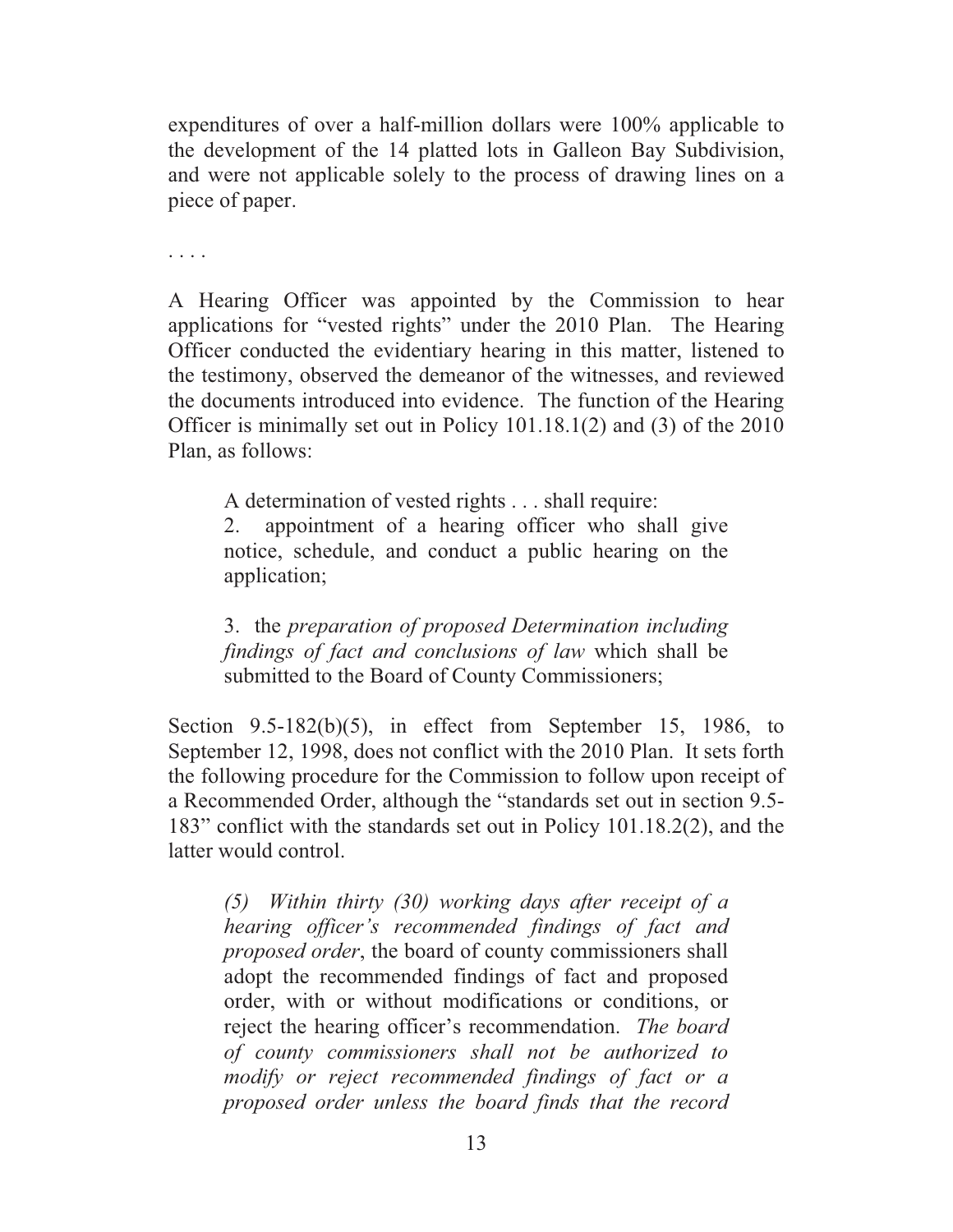expenditures of over a half-million dollars were 100% applicable to the development of the 14 platted lots in Galleon Bay Subdivision, and were not applicable solely to the process of drawing lines on a piece of paper.

. . . .

A Hearing Officer was appointed by the Commission to hear applications for "vested rights" under the 2010 Plan. The Hearing Officer conducted the evidentiary hearing in this matter, listened to the testimony, observed the demeanor of the witnesses, and reviewed the documents introduced into evidence. The function of the Hearing Officer is minimally set out in Policy 101.18.1(2) and (3) of the 2010 Plan, as follows:

> A determination of vested rights . . . shall require:
>
> 2. appointment of a hearing officer who shall give notice, schedule, and conduct a public hearing on the application;
>
> 3. the *preparation of proposed Determination including findings of fact and conclusions of law* which shall be submitted to the Board of County Commissioners;

Section 9.5-182(b)(5), in effect from September 15, 1986, to September 12, 1998, does not conflict with the 2010 Plan. It sets forth the following procedure for the Commission to follow upon receipt of a Recommended Order, although the "standards set out in section 9.5-183" conflict with the standards set out in Policy 101.18.2(2), and the latter would control.

> *(5) Within thirty (30) working days after receipt of a hearing officer's recommended findings of fact and proposed order*, the board of county commissioners shall adopt the recommended findings of fact and proposed order, with or without modifications or conditions, or reject the hearing officer's recommendation. *The board of county commissioners shall not be authorized to modify or reject recommended findings of fact or a proposed order unless the board finds that the record*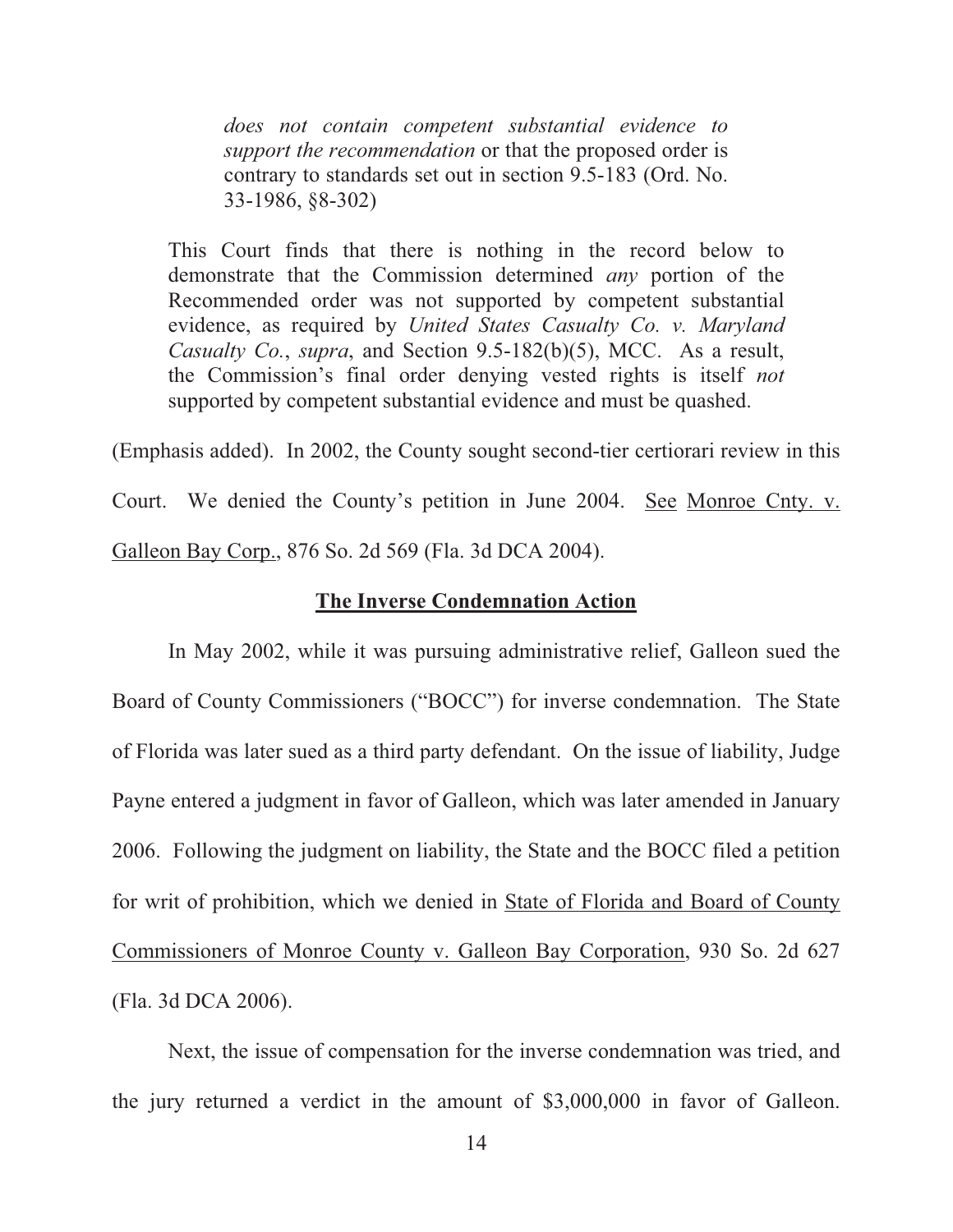> *does not contain competent substantial evidence to support the recommendation* or that the proposed order is contrary to standards set out in section 9.5-183 (Ord. No. 33-1986, §8-302)

> This Court finds that there is nothing in the record below to demonstrate that the Commission determined *any* portion of the Recommended order was not supported by competent substantial evidence, as required by *United States Casualty Co. v. Maryland Casualty Co.*, *supra*, and Section 9.5-182(b)(5), MCC. As a result, the Commission's final order denying vested rights is itself *not* supported by competent substantial evidence and must be quashed.

(Emphasis added). In 2002, the County sought second-tier certiorari review in this Court. We denied the County's petition in June 2004. See Monroe Cnty. v. Galleon Bay Corp., 876 So. 2d 569 (Fla. 3d DCA 2004).

**The Inverse Condemnation Action**

In May 2002, while it was pursuing administrative relief, Galleon sued the Board of County Commissioners ("BOCC") for inverse condemnation. The State of Florida was later sued as a third party defendant. On the issue of liability, Judge Payne entered a judgment in favor of Galleon, which was later amended in January 2006. Following the judgment on liability, the State and the BOCC filed a petition for writ of prohibition, which we denied in State of Florida and Board of County Commissioners of Monroe County v. Galleon Bay Corporation, 930 So. 2d 627 (Fla. 3d DCA 2006).

Next, the issue of compensation for the inverse condemnation was tried, and the jury returned a verdict in the amount of $3,000,000 in favor of Galleon.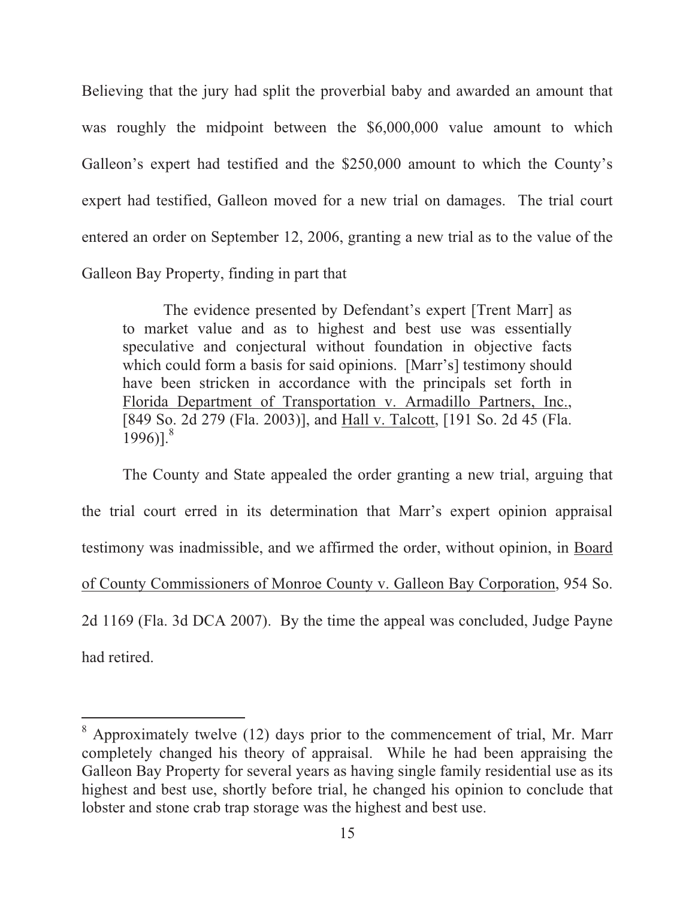Believing that the jury had split the proverbial baby and awarded an amount that was roughly the midpoint between the $6,000,000 value amount to which Galleon's expert had testified and the $250,000 amount to which the County's expert had testified, Galleon moved for a new trial on damages. The trial court entered an order on September 12, 2006, granting a new trial as to the value of the Galleon Bay Property, finding in part that

> The evidence presented by Defendant's expert [Trent Marr] as to market value and as to highest and best use was essentially speculative and conjectural without foundation in objective facts which could form a basis for said opinions. [Marr's] testimony should have been stricken in accordance with the principals set forth in <u>Florida Department of Transportation v. Armadillo Partners, Inc.</u>, [849 So. 2d 279 (Fla. 2003)], and <u>Hall v. Talcott</u>, [191 So. 2d 45 (Fla. 1996)].[8]

The County and State appealed the order granting a new trial, arguing that the trial court erred in its determination that Marr's expert opinion appraisal testimony was inadmissible, and we affirmed the order, without opinion, in <u>Board of County Commissioners of Monroe County v. Galleon Bay Corporation</u>, 954 So. 2d 1169 (Fla. 3d DCA 2007). By the time the appeal was concluded, Judge Payne had retired.

---

[8] Approximately twelve (12) days prior to the commencement of trial, Mr. Marr completely changed his theory of appraisal. While he had been appraising the Galleon Bay Property for several years as having single family residential use as its highest and best use, shortly before trial, he changed his opinion to conclude that lobster and stone crab trap storage was the highest and best use.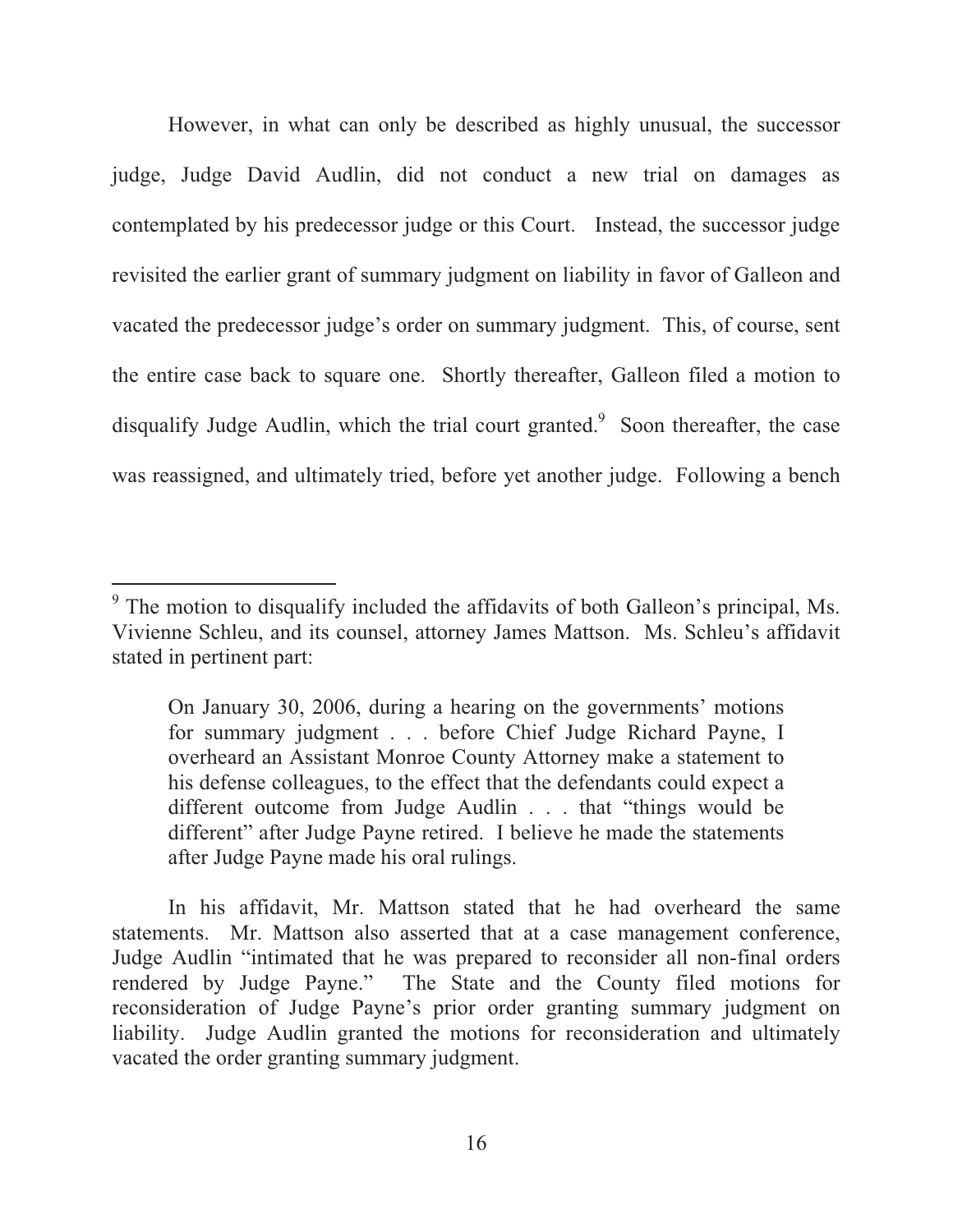However, in what can only be described as highly unusual, the successor judge, Judge David Audlin, did not conduct a new trial on damages as contemplated by his predecessor judge or this Court. Instead, the successor judge revisited the earlier grant of summary judgment on liability in favor of Galleon and vacated the predecessor judge's order on summary judgment. This, of course, sent the entire case back to square one. Shortly thereafter, Galleon filed a motion to disqualify Judge Audlin, which the trial court granted.[9] Soon thereafter, the case was reassigned, and ultimately tried, before yet another judge. Following a bench

---

[9] The motion to disqualify included the affidavits of both Galleon's principal, Ms. Vivienne Schleu, and its counsel, attorney James Mattson. Ms. Schleu's affidavit stated in pertinent part:

> On January 30, 2006, during a hearing on the governments' motions for summary judgment . . . before Chief Judge Richard Payne, I overheard an Assistant Monroe County Attorney make a statement to his defense colleagues, to the effect that the defendants could expect a different outcome from Judge Audlin . . . that "things would be different" after Judge Payne retired. I believe he made the statements after Judge Payne made his oral rulings.

In his affidavit, Mr. Mattson stated that he had overheard the same statements. Mr. Mattson also asserted that at a case management conference, Judge Audlin "intimated that he was prepared to reconsider all non-final orders rendered by Judge Payne." The State and the County filed motions for reconsideration of Judge Payne's prior order granting summary judgment on liability. Judge Audlin granted the motions for reconsideration and ultimately vacated the order granting summary judgment.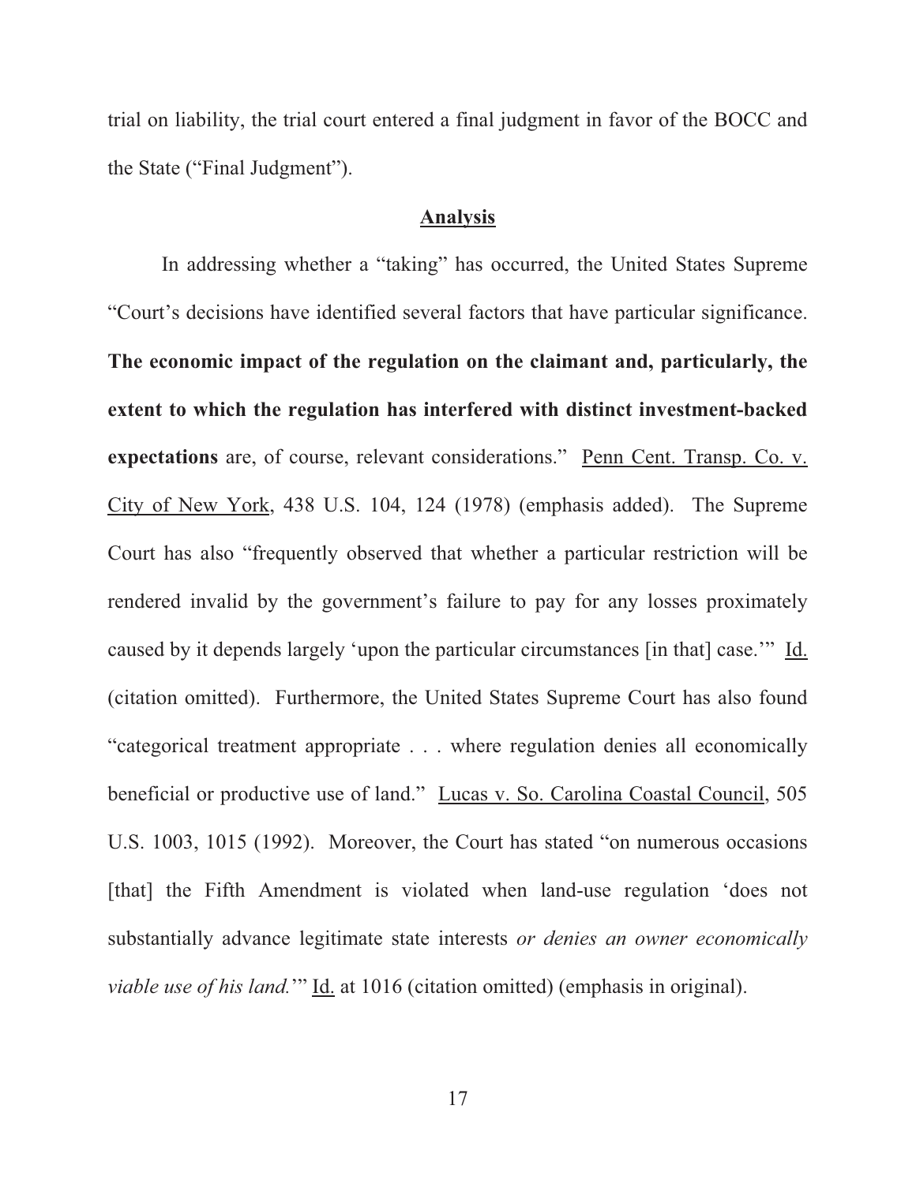trial on liability, the trial court entered a final judgment in favor of the BOCC and the State ("Final Judgment").

## Analysis

In addressing whether a "taking" has occurred, the United States Supreme "Court's decisions have identified several factors that have particular significance. **The economic impact of the regulation on the claimant and, particularly, the extent to which the regulation has interfered with distinct investment-backed expectations** are, of course, relevant considerations." Penn Cent. Transp. Co. v. City of New York, 438 U.S. 104, 124 (1978) (emphasis added). The Supreme Court has also "frequently observed that whether a particular restriction will be rendered invalid by the government's failure to pay for any losses proximately caused by it depends largely 'upon the particular circumstances [in that] case.'" Id. (citation omitted). Furthermore, the United States Supreme Court has also found "categorical treatment appropriate . . . where regulation denies all economically beneficial or productive use of land." Lucas v. So. Carolina Coastal Council, 505 U.S. 1003, 1015 (1992). Moreover, the Court has stated "on numerous occasions [that] the Fifth Amendment is violated when land-use regulation 'does not substantially advance legitimate state interests *or denies an owner economically viable use of his land.*'" Id. at 1016 (citation omitted) (emphasis in original).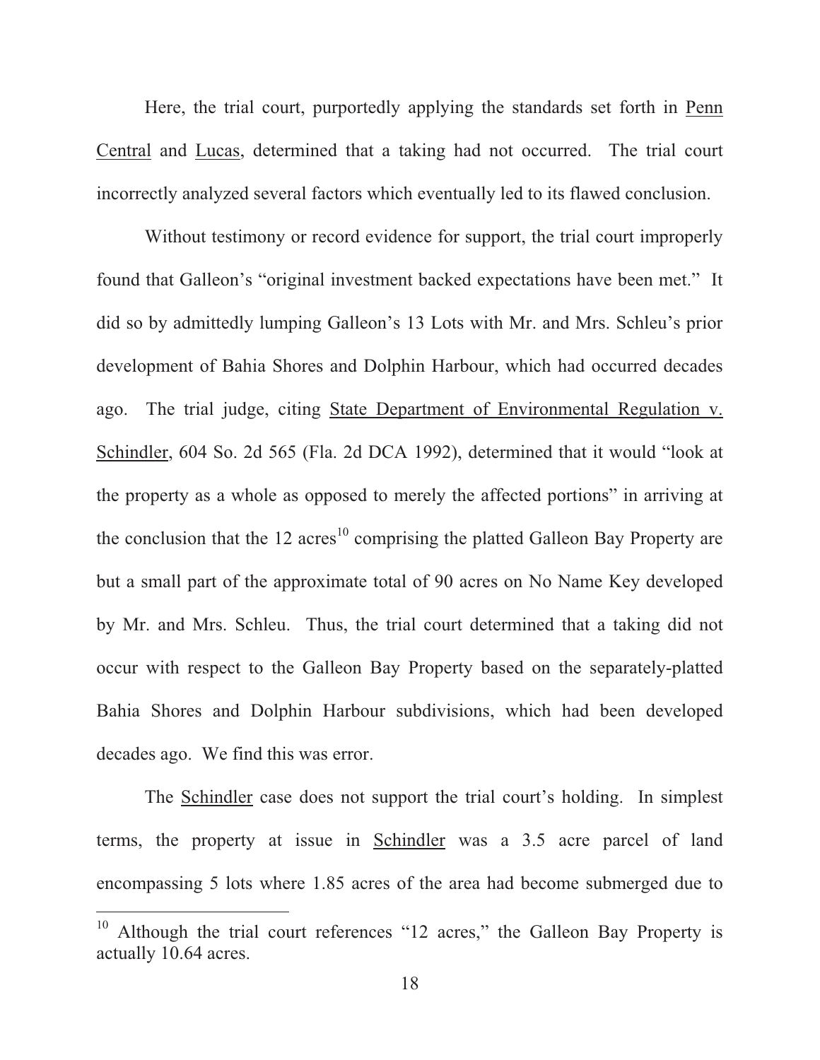Here, the trial court, purportedly applying the standards set forth in Penn Central and Lucas, determined that a taking had not occurred. The trial court incorrectly analyzed several factors which eventually led to its flawed conclusion.

Without testimony or record evidence for support, the trial court improperly found that Galleon's "original investment backed expectations have been met." It did so by admittedly lumping Galleon's 13 Lots with Mr. and Mrs. Schleu's prior development of Bahia Shores and Dolphin Harbour, which had occurred decades ago. The trial judge, citing State Department of Environmental Regulation v. Schindler, 604 So. 2d 565 (Fla. 2d DCA 1992), determined that it would "look at the property as a whole as opposed to merely the affected portions" in arriving at the conclusion that the 12 acres[10] comprising the platted Galleon Bay Property are but a small part of the approximate total of 90 acres on No Name Key developed by Mr. and Mrs. Schleu. Thus, the trial court determined that a taking did not occur with respect to the Galleon Bay Property based on the separately-platted Bahia Shores and Dolphin Harbour subdivisions, which had been developed decades ago. We find this was error.

The Schindler case does not support the trial court's holding. In simplest terms, the property at issue in Schindler was a 3.5 acre parcel of land encompassing 5 lots where 1.85 acres of the area had become submerged due to

---

[10] Although the trial court references "12 acres," the Galleon Bay Property is actually 10.64 acres.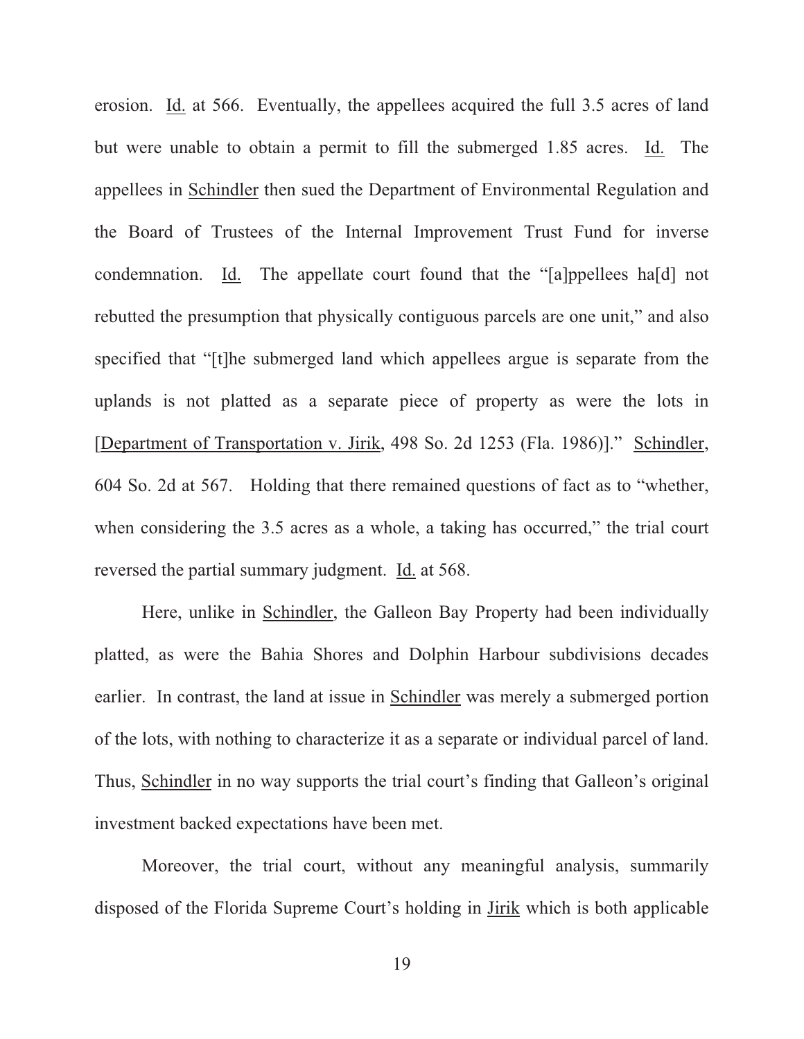erosion. Id. at 566. Eventually, the appellees acquired the full 3.5 acres of land but were unable to obtain a permit to fill the submerged 1.85 acres. Id. The appellees in Schindler then sued the Department of Environmental Regulation and the Board of Trustees of the Internal Improvement Trust Fund for inverse condemnation. Id. The appellate court found that the "[a]ppellees ha[d] not rebutted the presumption that physically contiguous parcels are one unit," and also specified that "[t]he submerged land which appellees argue is separate from the uplands is not platted as a separate piece of property as were the lots in [Department of Transportation v. Jirik, 498 So. 2d 1253 (Fla. 1986)]." Schindler, 604 So. 2d at 567. Holding that there remained questions of fact as to "whether, when considering the 3.5 acres as a whole, a taking has occurred," the trial court reversed the partial summary judgment. Id. at 568.

Here, unlike in Schindler, the Galleon Bay Property had been individually platted, as were the Bahia Shores and Dolphin Harbour subdivisions decades earlier. In contrast, the land at issue in Schindler was merely a submerged portion of the lots, with nothing to characterize it as a separate or individual parcel of land. Thus, Schindler in no way supports the trial court's finding that Galleon's original investment backed expectations have been met.

Moreover, the trial court, without any meaningful analysis, summarily disposed of the Florida Supreme Court's holding in Jirik which is both applicable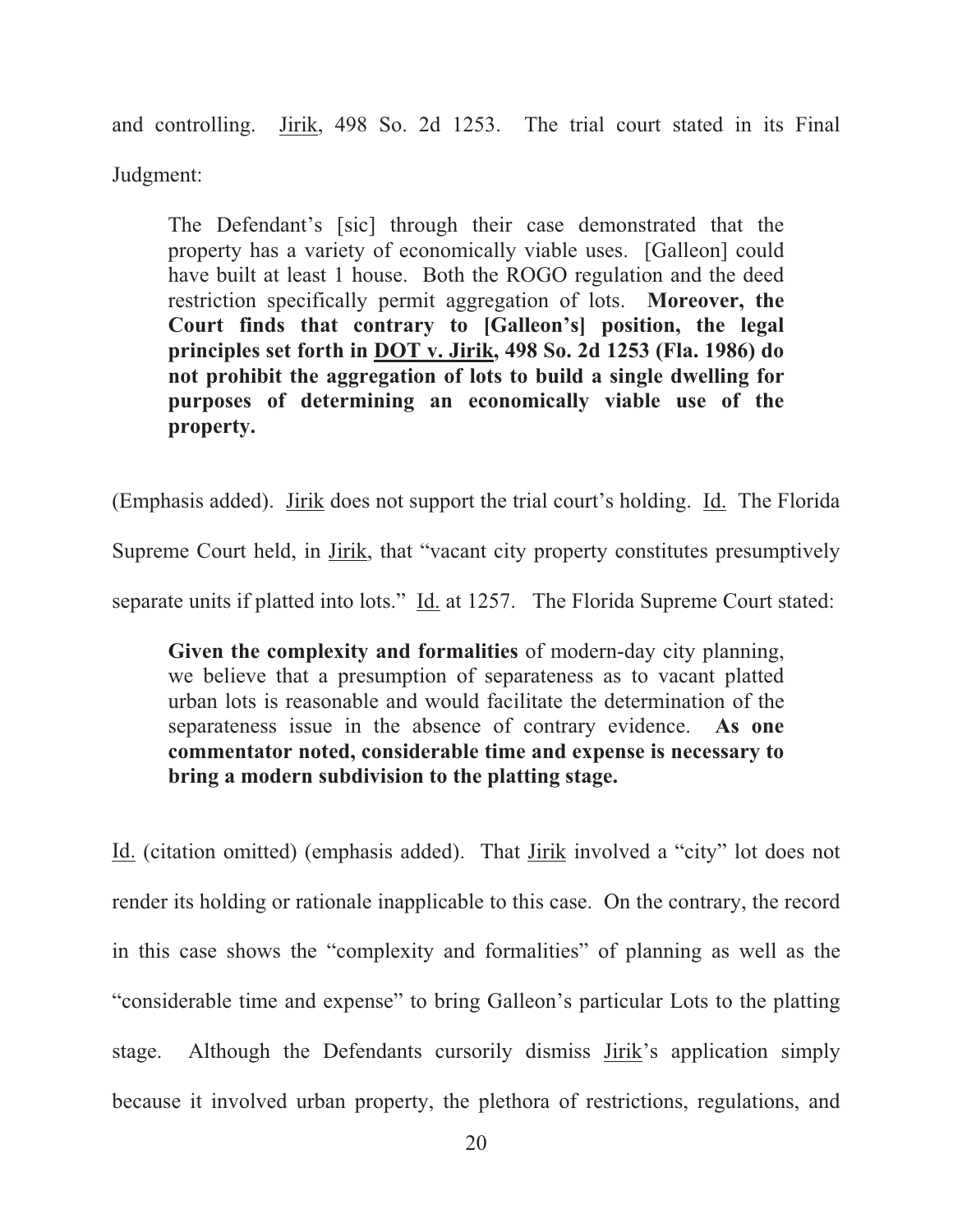and controlling. Jirik, 498 So. 2d 1253. The trial court stated in its Final Judgment:

> The Defendant's [sic] through their case demonstrated that the property has a variety of economically viable uses. [Galleon] could have built at least 1 house. Both the ROGO regulation and the deed restriction specifically permit aggregation of lots. **Moreover, the Court finds that contrary to [Galleon's] position, the legal principles set forth in DOT v. Jirik, 498 So. 2d 1253 (Fla. 1986) do not prohibit the aggregation of lots to build a single dwelling for purposes of determining an economically viable use of the property.**

(Emphasis added). Jirik does not support the trial court's holding. Id. The Florida Supreme Court held, in Jirik, that "vacant city property constitutes presumptively separate units if platted into lots." Id. at 1257. The Florida Supreme Court stated:

> **Given the complexity and formalities** of modern-day city planning, we believe that a presumption of separateness as to vacant platted urban lots is reasonable and would facilitate the determination of the separateness issue in the absence of contrary evidence. **As one commentator noted, considerable time and expense is necessary to bring a modern subdivision to the platting stage.**

Id. (citation omitted) (emphasis added). That Jirik involved a "city" lot does not render its holding or rationale inapplicable to this case. On the contrary, the record in this case shows the "complexity and formalities" of planning as well as the "considerable time and expense" to bring Galleon's particular Lots to the platting stage. Although the Defendants cursorily dismiss Jirik's application simply because it involved urban property, the plethora of restrictions, regulations, and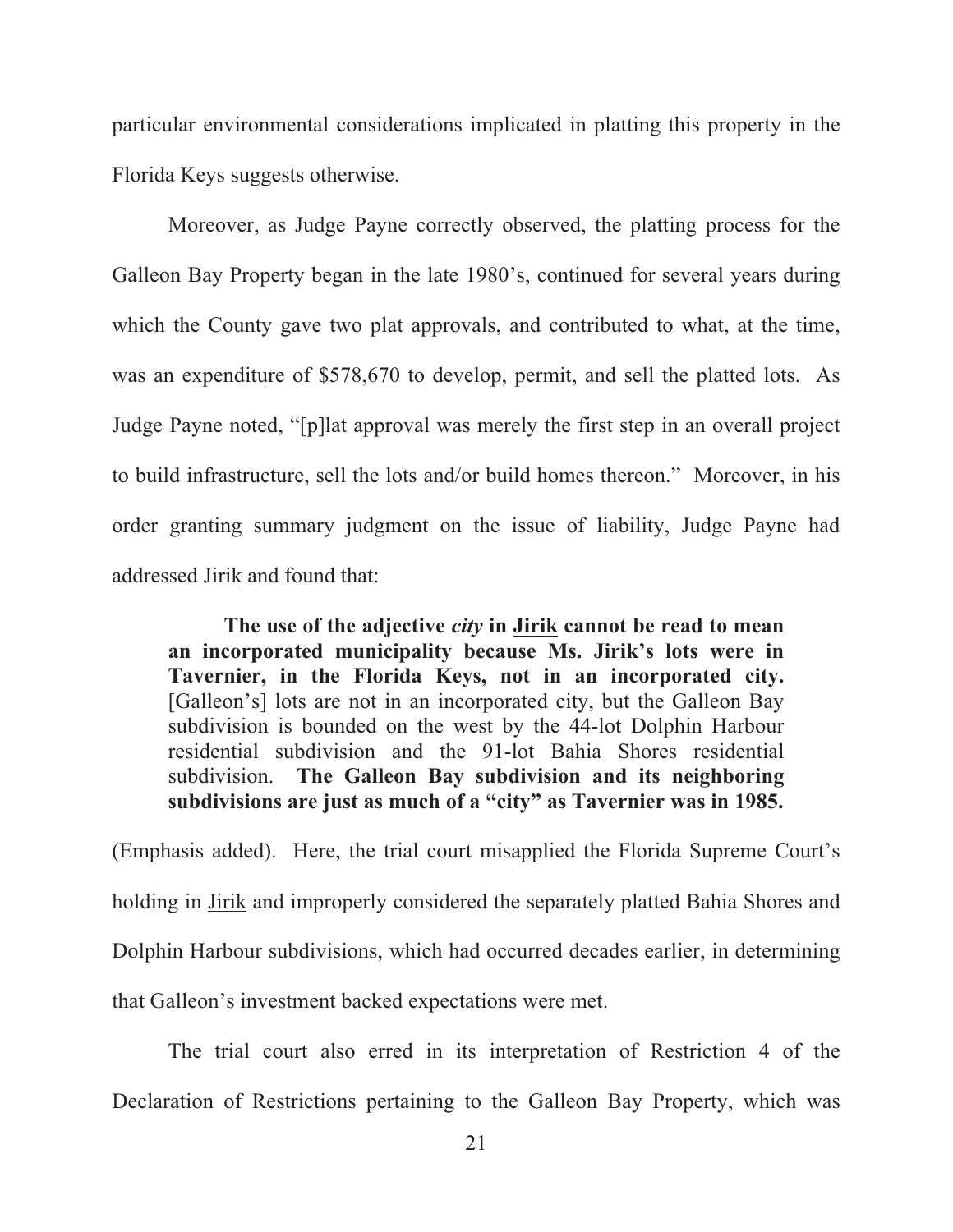particular environmental considerations implicated in platting this property in the Florida Keys suggests otherwise.

Moreover, as Judge Payne correctly observed, the platting process for the Galleon Bay Property began in the late 1980's, continued for several years during which the County gave two plat approvals, and contributed to what, at the time, was an expenditure of $578,670 to develop, permit, and sell the platted lots. As Judge Payne noted, "[p]lat approval was merely the first step in an overall project to build infrastructure, sell the lots and/or build homes thereon." Moreover, in his order granting summary judgment on the issue of liability, Judge Payne had addressed Jirik and found that:

> **The use of the adjective *city* in Jirik cannot be read to mean an incorporated municipality because Ms. Jirik's lots were in Tavernier, in the Florida Keys, not in an incorporated city.** [Galleon's] lots are not in an incorporated city, but the Galleon Bay subdivision is bounded on the west by the 44-lot Dolphin Harbour residential subdivision and the 91-lot Bahia Shores residential subdivision. **The Galleon Bay subdivision and its neighboring subdivisions are just as much of a "city" as Tavernier was in 1985.**

(Emphasis added). Here, the trial court misapplied the Florida Supreme Court's holding in Jirik and improperly considered the separately platted Bahia Shores and Dolphin Harbour subdivisions, which had occurred decades earlier, in determining that Galleon's investment backed expectations were met.

The trial court also erred in its interpretation of Restriction 4 of the Declaration of Restrictions pertaining to the Galleon Bay Property, which was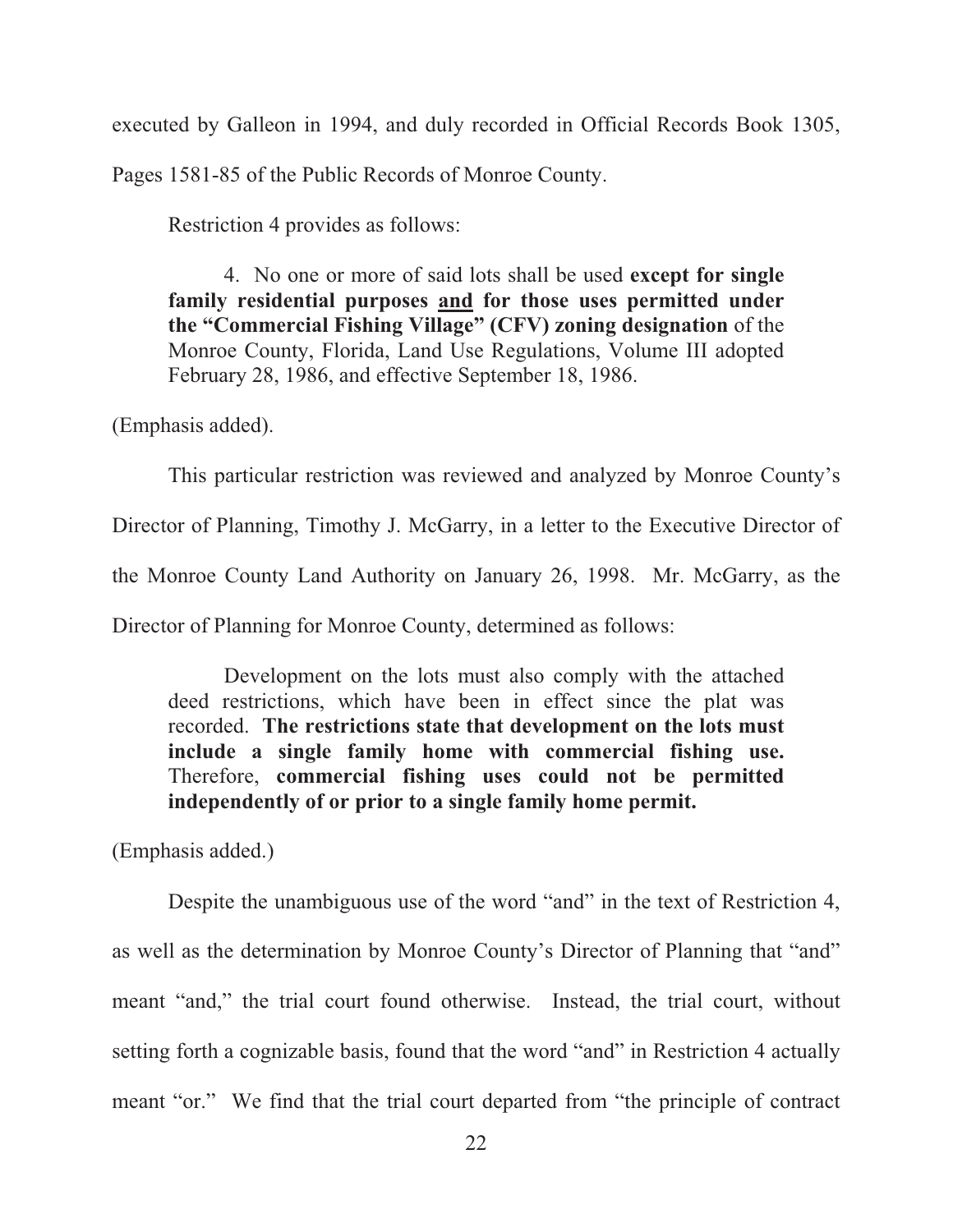executed by Galleon in 1994, and duly recorded in Official Records Book 1305, Pages 1581-85 of the Public Records of Monroe County.

Restriction 4 provides as follows:

> 4. No one or more of said lots shall be used **except for single family residential purposes <u>and</u> for those uses permitted under the "Commercial Fishing Village" (CFV) zoning designation** of the Monroe County, Florida, Land Use Regulations, Volume III adopted February 28, 1986, and effective September 18, 1986.

(Emphasis added).

This particular restriction was reviewed and analyzed by Monroe County's Director of Planning, Timothy J. McGarry, in a letter to the Executive Director of the Monroe County Land Authority on January 26, 1998. Mr. McGarry, as the Director of Planning for Monroe County, determined as follows:

> Development on the lots must also comply with the attached deed restrictions, which have been in effect since the plat was recorded. **The restrictions state that development on the lots must include a single family home with commercial fishing use.** Therefore, **commercial fishing uses could not be permitted independently of or prior to a single family home permit.**

(Emphasis added.)

Despite the unambiguous use of the word "and" in the text of Restriction 4, as well as the determination by Monroe County's Director of Planning that "and" meant "and," the trial court found otherwise. Instead, the trial court, without setting forth a cognizable basis, found that the word "and" in Restriction 4 actually meant "or." We find that the trial court departed from "the principle of contract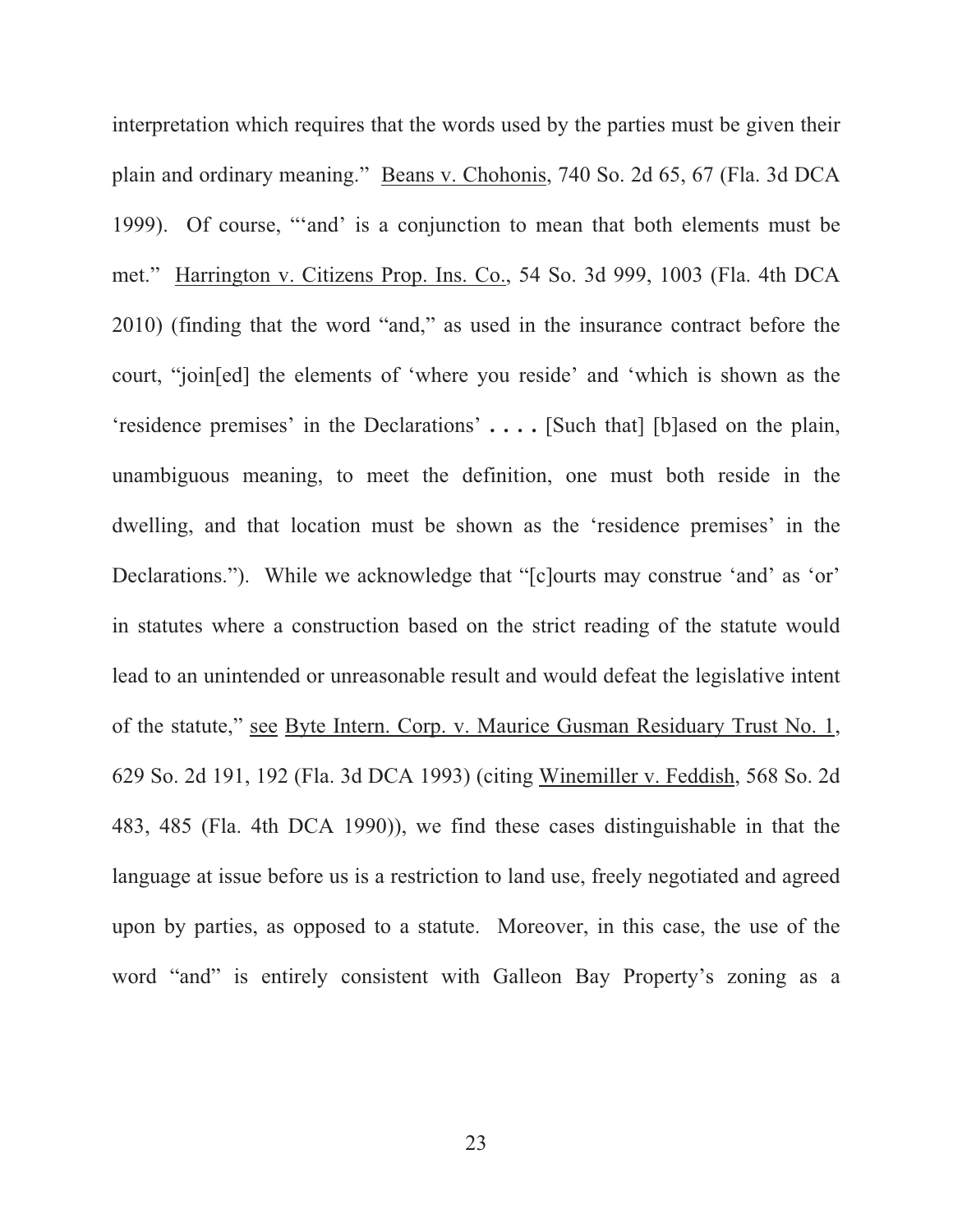interpretation which requires that the words used by the parties must be given their plain and ordinary meaning." Beans v. Chohonis, 740 So. 2d 65, 67 (Fla. 3d DCA 1999). Of course, "'and' is a conjunction to mean that both elements must be met." Harrington v. Citizens Prop. Ins. Co., 54 So. 3d 999, 1003 (Fla. 4th DCA 2010) (finding that the word "and," as used in the insurance contract before the court, "join[ed] the elements of 'where you reside' and 'which is shown as the 'residence premises' in the Declarations' **. . . .** [Such that] [b]ased on the plain, unambiguous meaning, to meet the definition, one must both reside in the dwelling, and that location must be shown as the 'residence premises' in the Declarations."). While we acknowledge that "[c]ourts may construe 'and' as 'or' in statutes where a construction based on the strict reading of the statute would lead to an unintended or unreasonable result and would defeat the legislative intent of the statute," see Byte Intern. Corp. v. Maurice Gusman Residuary Trust No. 1, 629 So. 2d 191, 192 (Fla. 3d DCA 1993) (citing Winemiller v. Feddish, 568 So. 2d 483, 485 (Fla. 4th DCA 1990)), we find these cases distinguishable in that the language at issue before us is a restriction to land use, freely negotiated and agreed upon by parties, as opposed to a statute. Moreover, in this case, the use of the word "and" is entirely consistent with Galleon Bay Property's zoning as a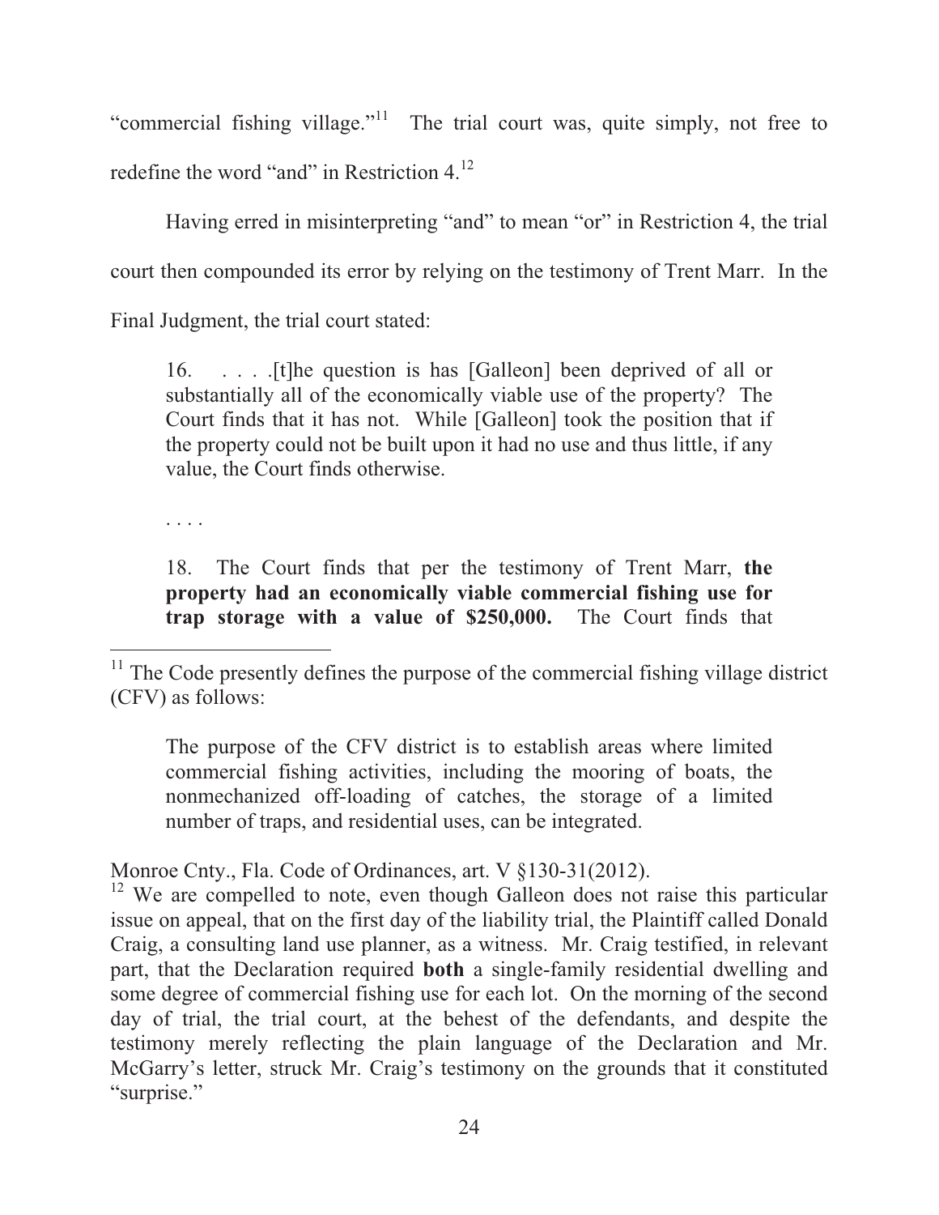"commercial fishing village."[11] The trial court was, quite simply, not free to redefine the word "and" in Restriction 4.[12]

Having erred in misinterpreting "and" to mean "or" in Restriction 4, the trial court then compounded its error by relying on the testimony of Trent Marr. In the Final Judgment, the trial court stated:

> 16. . . . .[t]he question is has [Galleon] been deprived of all or substantially all of the economically viable use of the property? The Court finds that it has not. While [Galleon] took the position that if the property could not be built upon it had no use and thus little, if any value, the Court finds otherwise.
>
> . . . .
>
> 18. The Court finds that per the testimony of Trent Marr, **the property had an economically viable commercial fishing use for trap storage with a value of $250,000.** The Court finds that

---

[11] The Code presently defines the purpose of the commercial fishing village district (CFV) as follows:

> The purpose of the CFV district is to establish areas where limited commercial fishing activities, including the mooring of boats, the nonmechanized off-loading of catches, the storage of a limited number of traps, and residential uses, can be integrated.

Monroe Cnty., Fla. Code of Ordinances, art. V §130-31(2012).

[12] We are compelled to note, even though Galleon does not raise this particular issue on appeal, that on the first day of the liability trial, the Plaintiff called Donald Craig, a consulting land use planner, as a witness. Mr. Craig testified, in relevant part, that the Declaration required **both** a single-family residential dwelling and some degree of commercial fishing use for each lot. On the morning of the second day of trial, the trial court, at the behest of the defendants, and despite the testimony merely reflecting the plain language of the Declaration and Mr. McGarry's letter, struck Mr. Craig's testimony on the grounds that it constituted "surprise."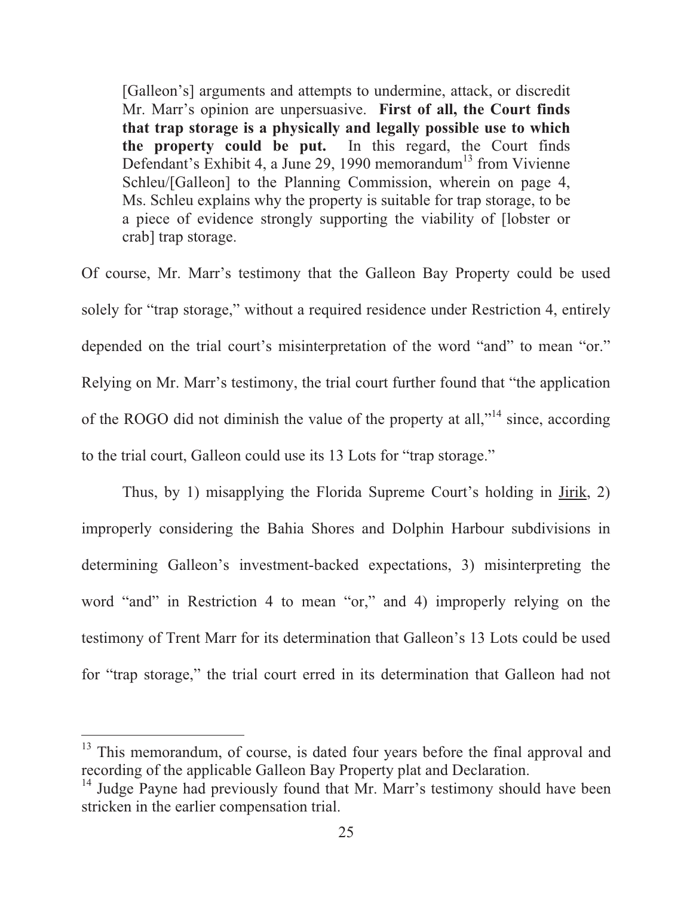> [Galleon's] arguments and attempts to undermine, attack, or discredit Mr. Marr's opinion are unpersuasive. **First of all, the Court finds that trap storage is a physically and legally possible use to which the property could be put.** In this regard, the Court finds Defendant's Exhibit 4, a June 29, 1990 memorandum[13] from Vivienne Schleu/[Galleon] to the Planning Commission, wherein on page 4, Ms. Schleu explains why the property is suitable for trap storage, to be a piece of evidence strongly supporting the viability of [lobster or crab] trap storage.

Of course, Mr. Marr's testimony that the Galleon Bay Property could be used solely for "trap storage," without a required residence under Restriction 4, entirely depended on the trial court's misinterpretation of the word "and" to mean "or." Relying on Mr. Marr's testimony, the trial court further found that "the application of the ROGO did not diminish the value of the property at all,"[14] since, according to the trial court, Galleon could use its 13 Lots for "trap storage."

Thus, by 1) misapplying the Florida Supreme Court's holding in Jirik, 2) improperly considering the Bahia Shores and Dolphin Harbour subdivisions in determining Galleon's investment-backed expectations, 3) misinterpreting the word "and" in Restriction 4 to mean "or," and 4) improperly relying on the testimony of Trent Marr for its determination that Galleon's 13 Lots could be used for "trap storage," the trial court erred in its determination that Galleon had not

---

[13] This memorandum, of course, is dated four years before the final approval and recording of the applicable Galleon Bay Property plat and Declaration.

[14] Judge Payne had previously found that Mr. Marr's testimony should have been stricken in the earlier compensation trial.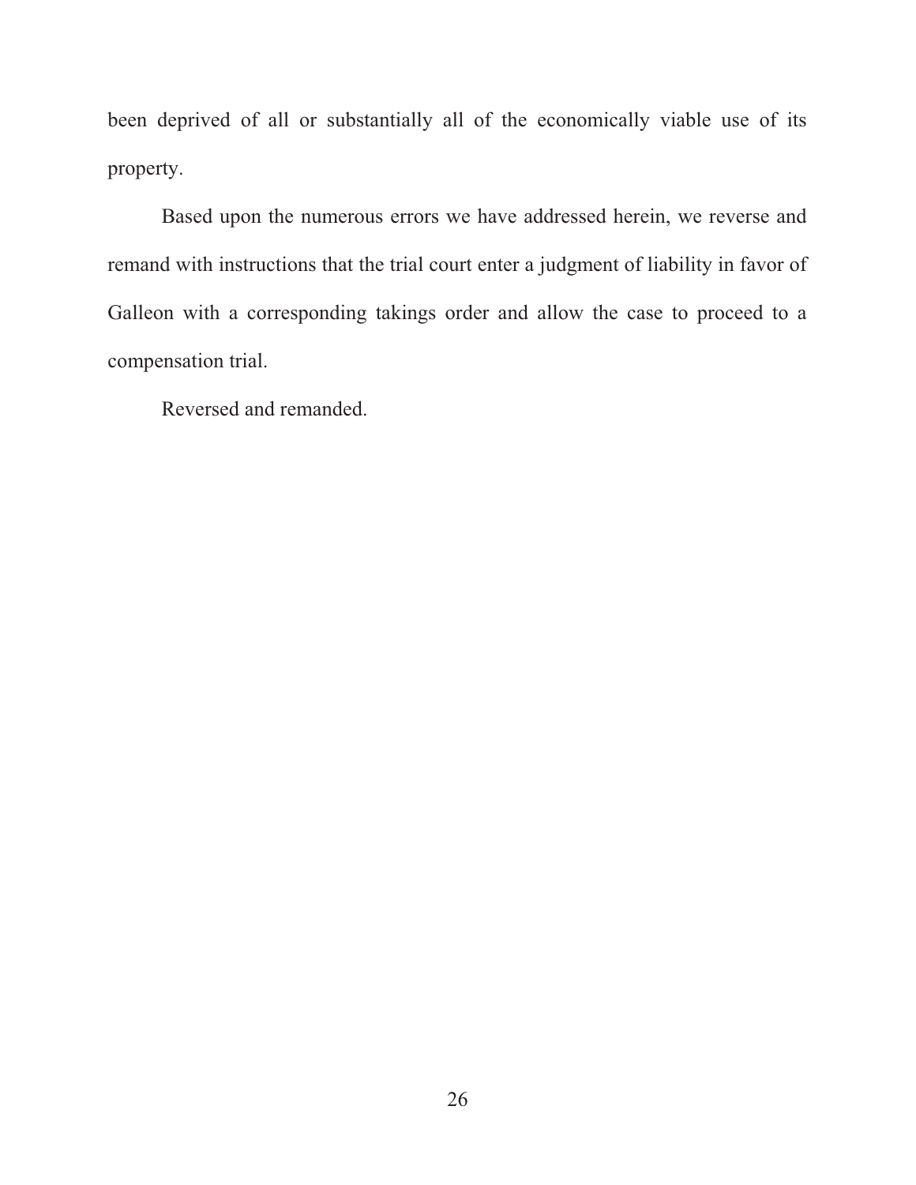been deprived of all or substantially all of the economically viable use of its property.

Based upon the numerous errors we have addressed herein, we reverse and remand with instructions that the trial court enter a judgment of liability in favor of Galleon with a corresponding takings order and allow the case to proceed to a compensation trial.

Reversed and remanded.